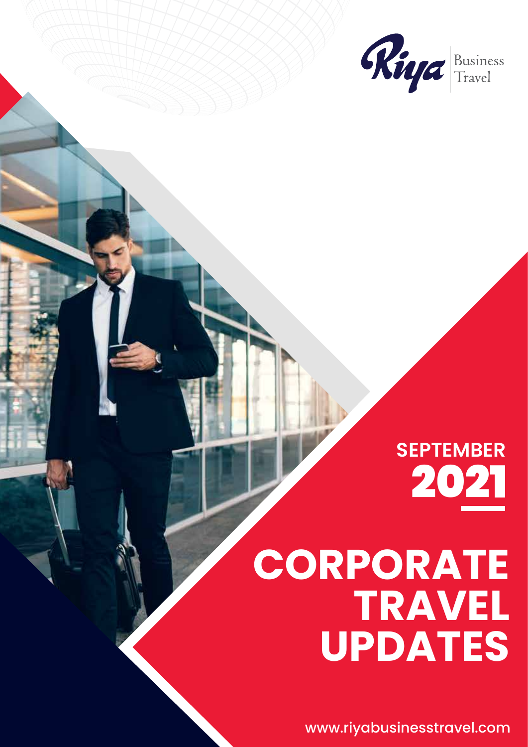Riya Business Travel

SEPTEMBER
2021

# CORPORATE TRAVEL UPDATES

www.riyabusinesstravel.com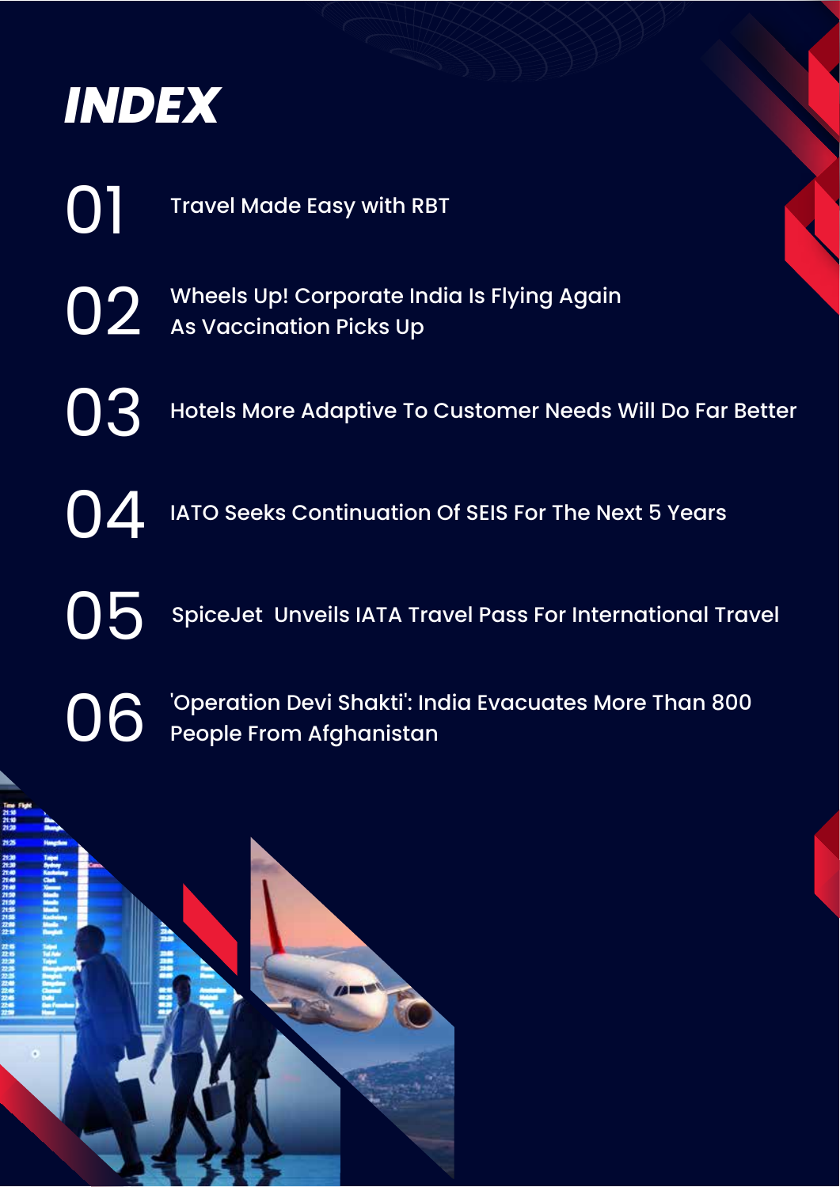# INDEX

01 Travel Made Easy with RBT

02 Wheels Up! Corporate India Is Flying Again As Vaccination Picks Up

03 Hotels More Adaptive To Customer Needs Will Do Far Better

04 IATO Seeks Continuation Of SEIS For The Next 5 Years

05 SpiceJet Unveils IATA Travel Pass For International Travel

06 'Operation Devi Shakti': India Evacuates More Than 800 People From Afghanistan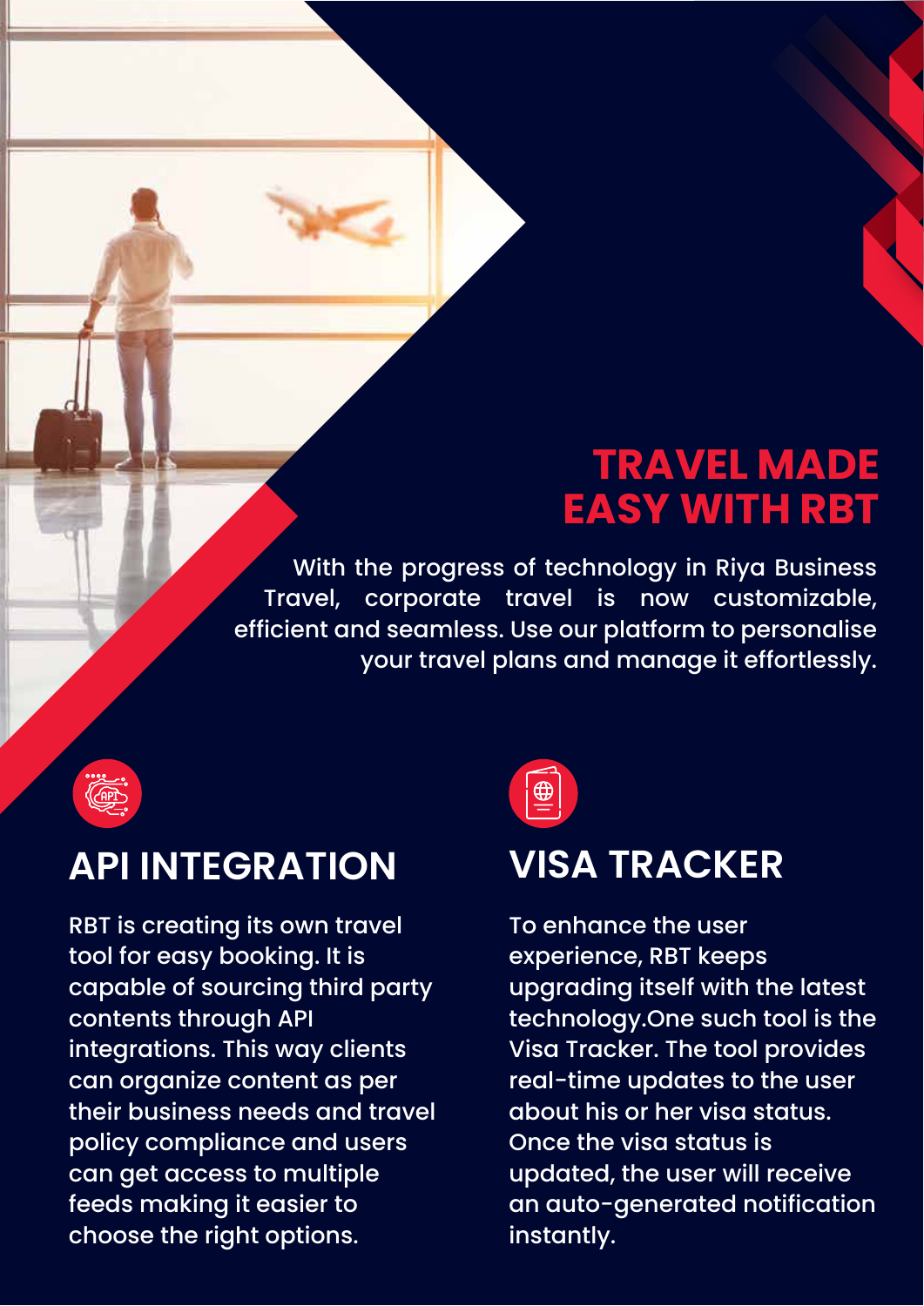# TRAVEL MADE EASY WITH RBT

With the progress of technology in Riya Business Travel, corporate travel is now customizable, efficient and seamless. Use our platform to personalise your travel plans and manage it effortlessly.

## API INTEGRATION

RBT is creating its own travel tool for easy booking. It is capable of sourcing third party contents through API integrations. This way clients can organize content as per their business needs and travel policy compliance and users can get access to multiple feeds making it easier to choose the right options.

## VISA TRACKER

To enhance the user experience, RBT keeps upgrading itself with the latest technology.One such tool is the Visa Tracker. The tool provides real-time updates to the user about his or her visa status. Once the visa status is updated, the user will receive an auto-generated notification instantly.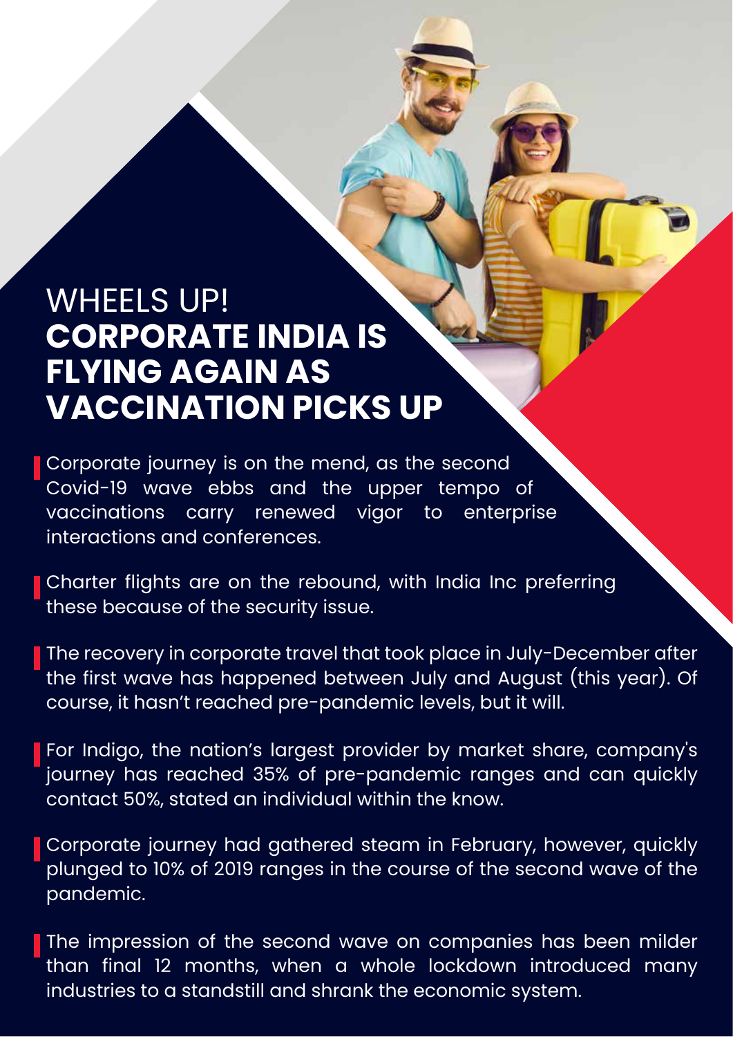# WHEELS UP! **CORPORATE INDIA IS FLYING AGAIN AS VACCINATION PICKS UP**

Corporate journey is on the mend, as the second Covid-19 wave ebbs and the upper tempo of vaccinations carry renewed vigor to enterprise interactions and conferences.

Charter flights are on the rebound, with India Inc preferring these because of the security issue.

The recovery in corporate travel that took place in July-December after the first wave has happened between July and August (this year). Of course, it hasn't reached pre-pandemic levels, but it will.

For Indigo, the nation's largest provider by market share, company's journey has reached 35% of pre-pandemic ranges and can quickly contact 50%, stated an individual within the know.

Corporate journey had gathered steam in February, however, quickly plunged to 10% of 2019 ranges in the course of the second wave of the pandemic.

The impression of the second wave on companies has been milder than final 12 months, when a whole lockdown introduced many industries to a standstill and shrank the economic system.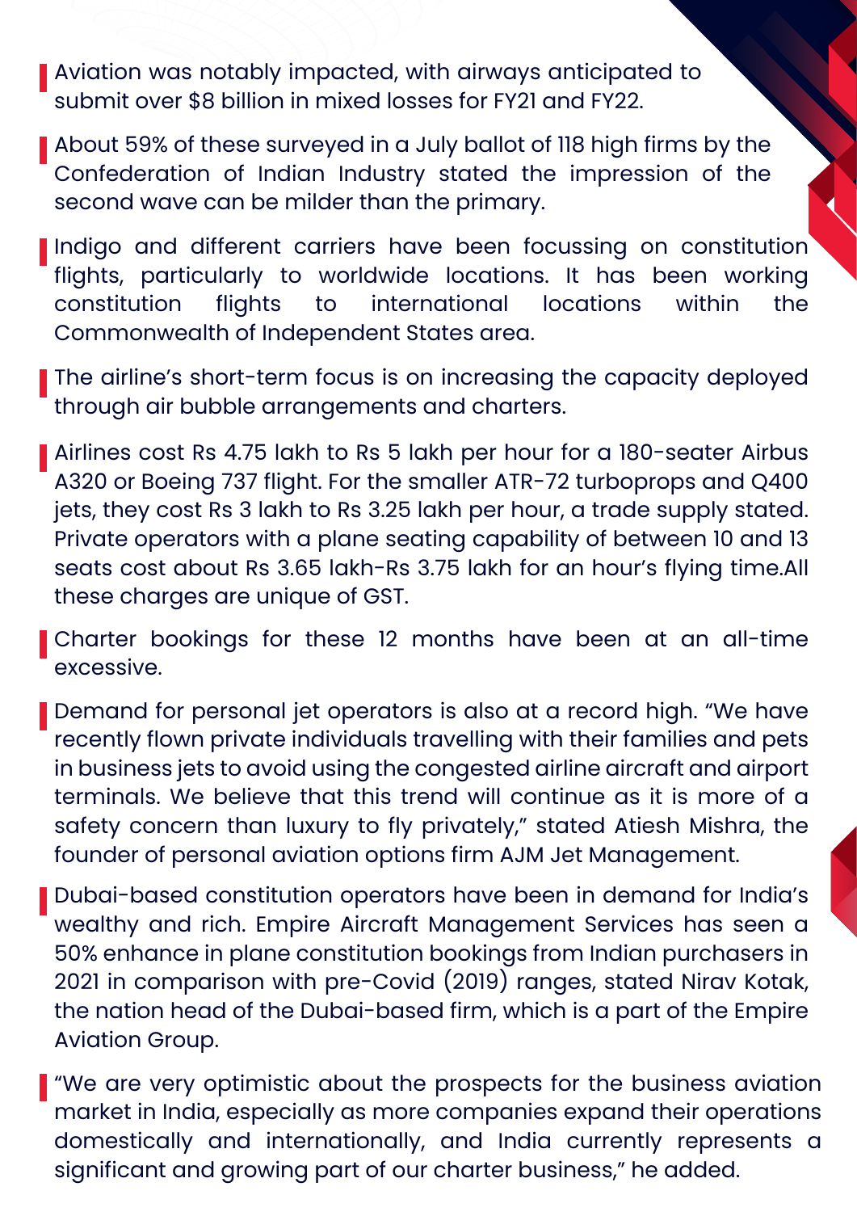- Aviation was notably impacted, with airways anticipated to submit over $8 billion in mixed losses for FY21 and FY22.

- About 59% of these surveyed in a July ballot of 118 high firms by the Confederation of Indian Industry stated the impression of the second wave can be milder than the primary.

- Indigo and different carriers have been focussing on constitution flights, particularly to worldwide locations. It has been working constitution flights to international locations within the Commonwealth of Independent States area.

- The airline's short-term focus is on increasing the capacity deployed through air bubble arrangements and charters.

- Airlines cost Rs 4.75 lakh to Rs 5 lakh per hour for a 180-seater Airbus A320 or Boeing 737 flight. For the smaller ATR-72 turboprops and Q400 jets, they cost Rs 3 lakh to Rs 3.25 lakh per hour, a trade supply stated. Private operators with a plane seating capability of between 10 and 13 seats cost about Rs 3.65 lakh-Rs 3.75 lakh for an hour's flying time.All these charges are unique of GST.

- Charter bookings for these 12 months have been at an all-time excessive.

- Demand for personal jet operators is also at a record high. "We have recently flown private individuals travelling with their families and pets in business jets to avoid using the congested airline aircraft and airport terminals. We believe that this trend will continue as it is more of a safety concern than luxury to fly privately," stated Atiesh Mishra, the founder of personal aviation options firm AJM Jet Management.

- Dubai-based constitution operators have been in demand for India's wealthy and rich. Empire Aircraft Management Services has seen a 50% enhance in plane constitution bookings from Indian purchasers in 2021 in comparison with pre-Covid (2019) ranges, stated Nirav Kotak, the nation head of the Dubai-based firm, which is a part of the Empire Aviation Group.

- "We are very optimistic about the prospects for the business aviation market in India, especially as more companies expand their operations domestically and internationally, and India currently represents a significant and growing part of our charter business," he added.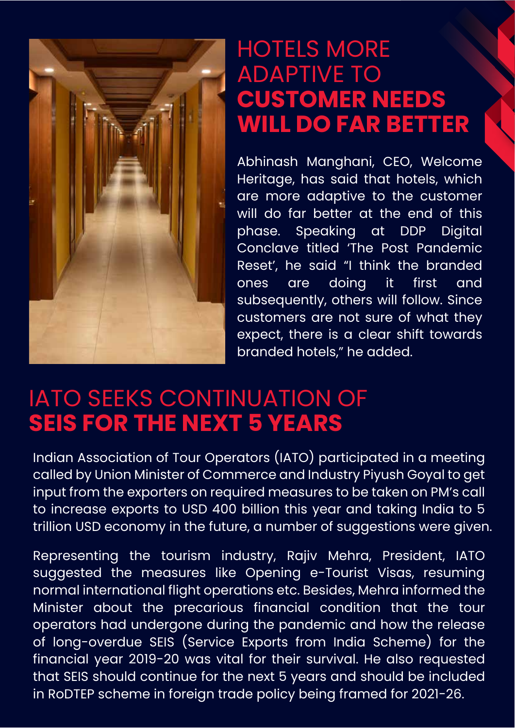## HOTELS MORE ADAPTIVE TO **CUSTOMER NEEDS WILL DO FAR BETTER**

Abhinash Manghani, CEO, Welcome Heritage, has said that hotels, which are more adaptive to the customer will do far better at the end of this phase. Speaking at DDP Digital Conclave titled 'The Post Pandemic Reset', he said "I think the branded ones are doing it first and subsequently, others will follow. Since customers are not sure of what they expect, there is a clear shift towards branded hotels," he added.

## IATO SEEKS CONTINUATION OF **SEIS FOR THE NEXT 5 YEARS**

Indian Association of Tour Operators (IATO) participated in a meeting called by Union Minister of Commerce and Industry Piyush Goyal to get input from the exporters on required measures to be taken on PM's call to increase exports to USD 400 billion this year and taking India to 5 trillion USD economy in the future, a number of suggestions were given.

Representing the tourism industry, Rajiv Mehra, President, IATO suggested the measures like Opening e-Tourist Visas, resuming normal international flight operations etc. Besides, Mehra informed the Minister about the precarious financial condition that the tour operators had undergone during the pandemic and how the release of long-overdue SEIS (Service Exports from India Scheme) for the financial year 2019-20 was vital for their survival. He also requested that SEIS should continue for the next 5 years and should be included in RoDTEP scheme in foreign trade policy being framed for 2021-26.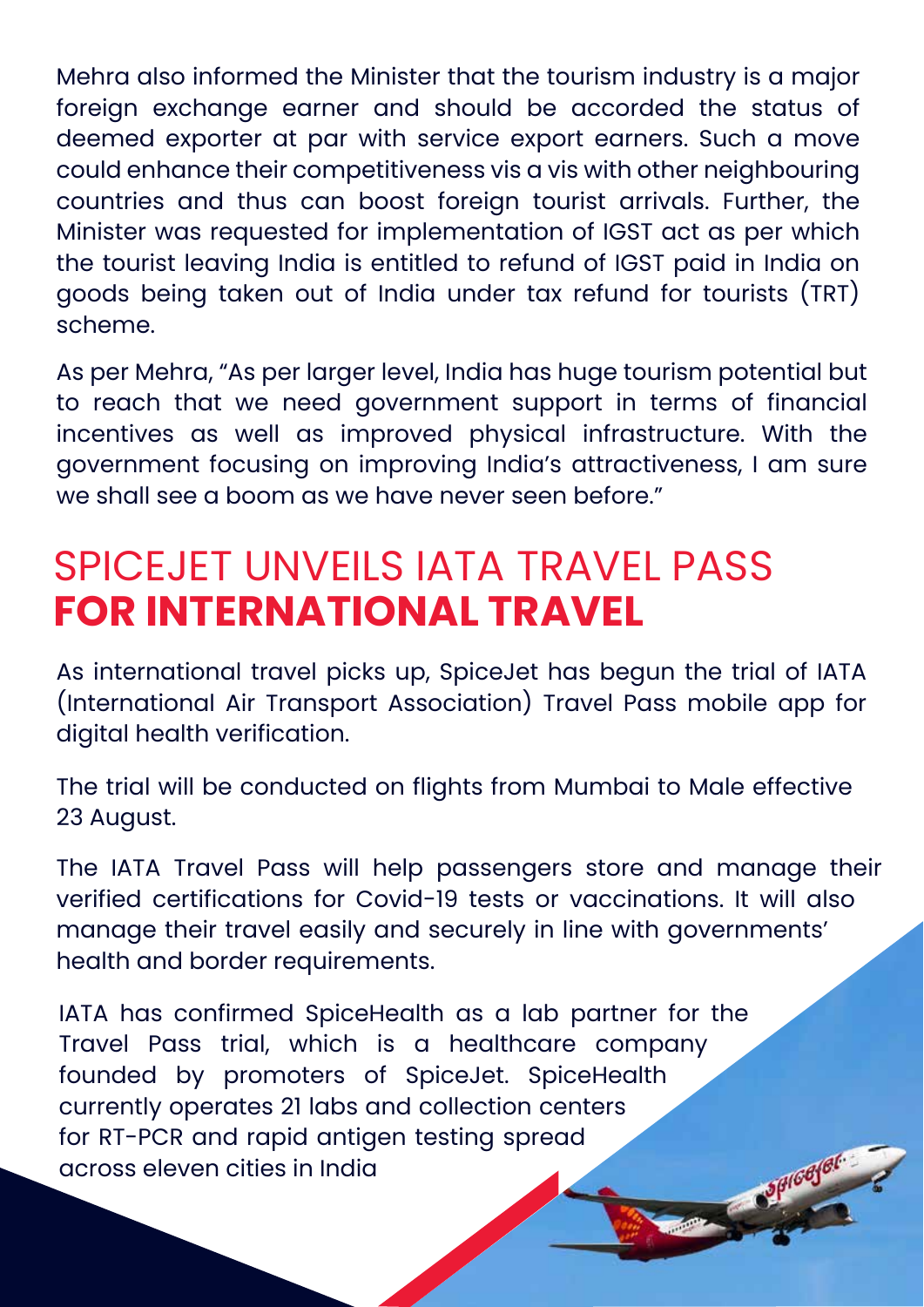Mehra also informed the Minister that the tourism industry is a major foreign exchange earner and should be accorded the status of deemed exporter at par with service export earners. Such a move could enhance their competitiveness vis a vis with other neighbouring countries and thus can boost foreign tourist arrivals. Further, the Minister was requested for implementation of IGST act as per which the tourist leaving India is entitled to refund of IGST paid in India on goods being taken out of India under tax refund for tourists (TRT) scheme.

As per Mehra, "As per larger level, India has huge tourism potential but to reach that we need government support in terms of financial incentives as well as improved physical infrastructure. With the government focusing on improving India's attractiveness, I am sure we shall see a boom as we have never seen before."

## SPICEJET UNVEILS IATA TRAVEL PASS **FOR INTERNATIONAL TRAVEL**

As international travel picks up, SpiceJet has begun the trial of IATA (International Air Transport Association) Travel Pass mobile app for digital health verification.

The trial will be conducted on flights from Mumbai to Male effective 23 August.

The IATA Travel Pass will help passengers store and manage their verified certifications for Covid-19 tests or vaccinations. It will also manage their travel easily and securely in line with governments' health and border requirements.

IATA has confirmed SpiceHealth as a lab partner for the Travel Pass trial, which is a healthcare company founded by promoters of SpiceJet. SpiceHealth currently operates 21 labs and collection centers for RT-PCR and rapid antigen testing spread across eleven cities in India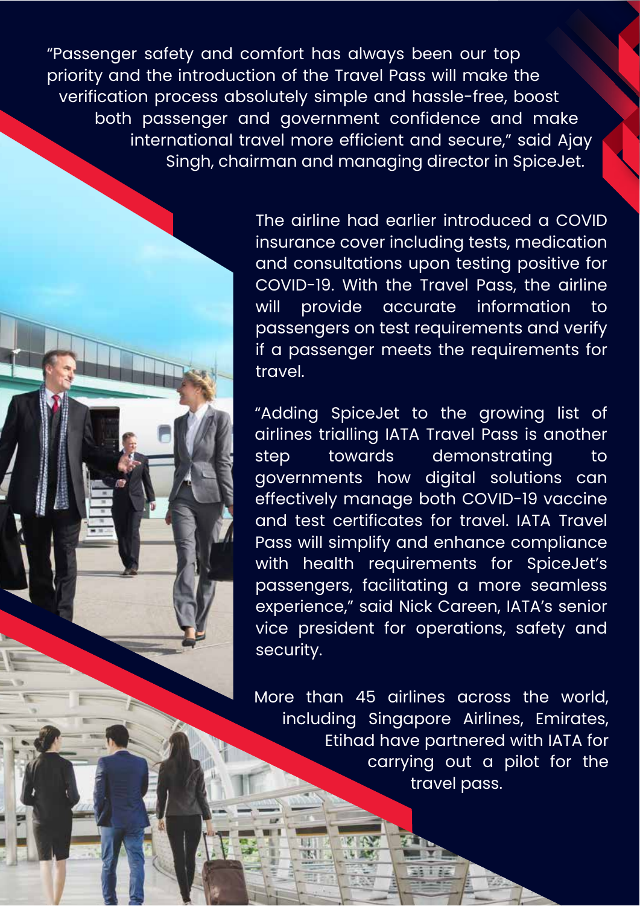"Passenger safety and comfort has always been our top priority and the introduction of the Travel Pass will make the verification process absolutely simple and hassle-free, boost both passenger and government confidence and make international travel more efficient and secure," said Ajay Singh, chairman and managing director in SpiceJet.

The airline had earlier introduced a COVID insurance cover including tests, medication and consultations upon testing positive for COVID-19. With the Travel Pass, the airline will provide accurate information to passengers on test requirements and verify if a passenger meets the requirements for travel.

"Adding SpiceJet to the growing list of airlines trialling IATA Travel Pass is another step towards demonstrating to governments how digital solutions can effectively manage both COVID-19 vaccine and test certificates for travel. IATA Travel Pass will simplify and enhance compliance with health requirements for SpiceJet's passengers, facilitating a more seamless experience," said Nick Careen, IATA's senior vice president for operations, safety and security.

More than 45 airlines across the world, including Singapore Airlines, Emirates, Etihad have partnered with IATA for carrying out a pilot for the travel pass.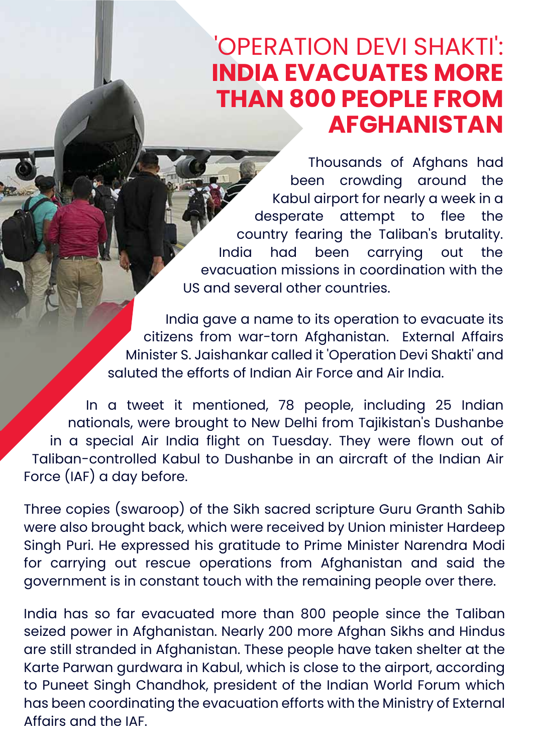# 'OPERATION DEVI SHAKTI': **INDIA EVACUATES MORE THAN 800 PEOPLE FROM AFGHANISTAN**

Thousands of Afghans had been crowding around the Kabul airport for nearly a week in a desperate attempt to flee the country fearing the Taliban's brutality. India had been carrying out the evacuation missions in coordination with the US and several other countries.

India gave a name to its operation to evacuate its citizens from war-torn Afghanistan. External Affairs Minister S. Jaishankar called it 'Operation Devi Shakti' and saluted the efforts of Indian Air Force and Air India.

In a tweet it mentioned, 78 people, including 25 Indian nationals, were brought to New Delhi from Tajikistan's Dushanbe in a special Air India flight on Tuesday. They were flown out of Taliban-controlled Kabul to Dushanbe in an aircraft of the Indian Air Force (IAF) a day before.

Three copies (swaroop) of the Sikh sacred scripture Guru Granth Sahib were also brought back, which were received by Union minister Hardeep Singh Puri. He expressed his gratitude to Prime Minister Narendra Modi for carrying out rescue operations from Afghanistan and said the government is in constant touch with the remaining people over there.

India has so far evacuated more than 800 people since the Taliban seized power in Afghanistan. Nearly 200 more Afghan Sikhs and Hindus are still stranded in Afghanistan. These people have taken shelter at the Karte Parwan gurdwara in Kabul, which is close to the airport, according to Puneet Singh Chandhok, president of the Indian World Forum which has been coordinating the evacuation efforts with the Ministry of External Affairs and the IAF.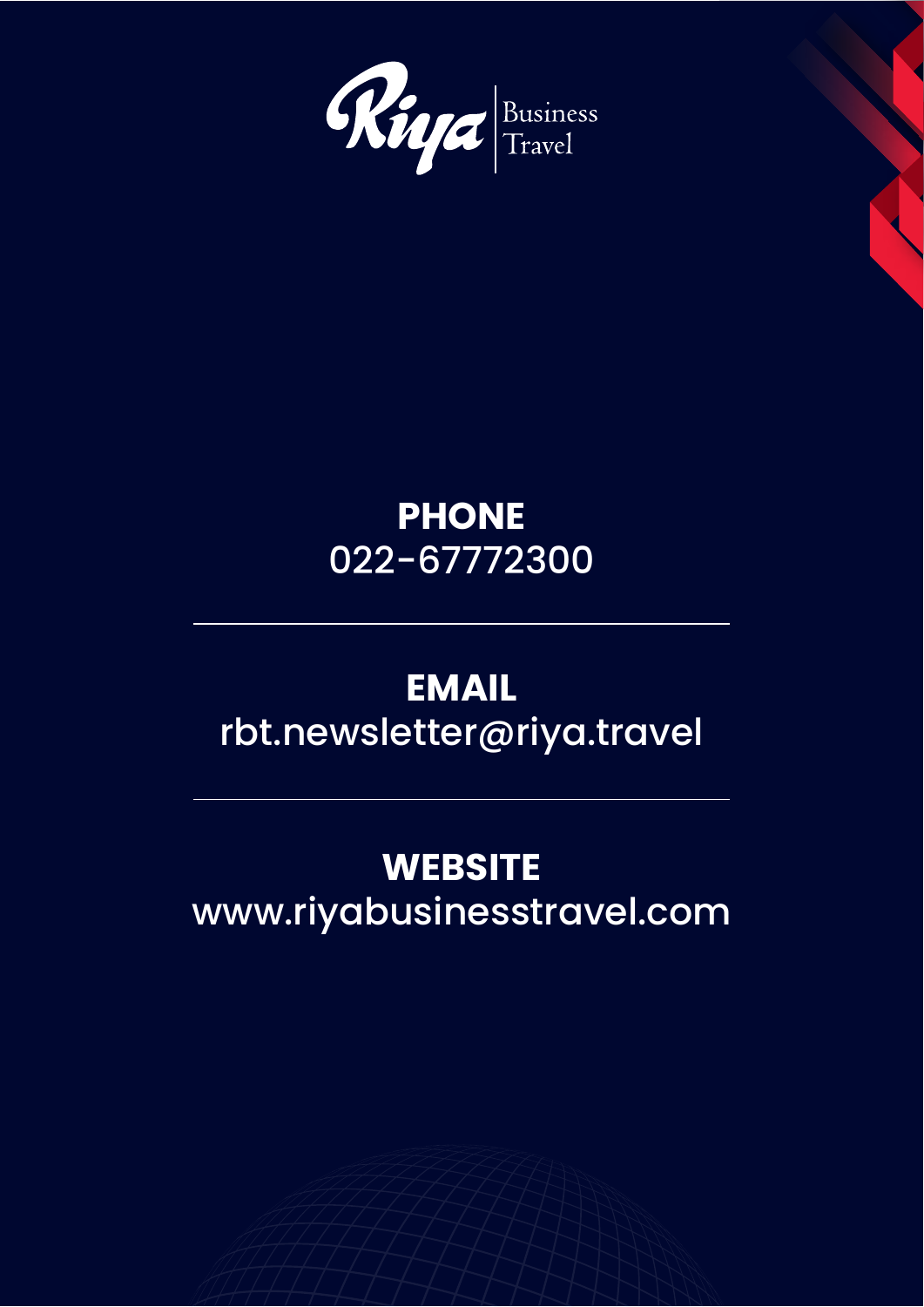Riya Business Travel

**PHONE**
022-67772300

---

**EMAIL**
rbt.newsletter@riya.travel

---

**WEBSITE**
www.riyabusinesstravel.com